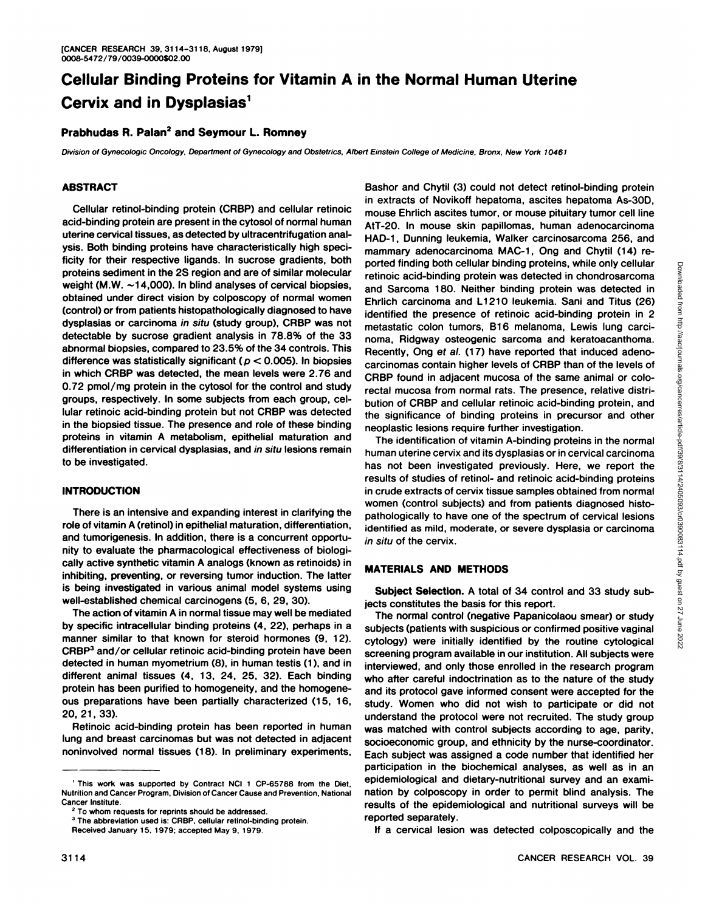# Cellular Binding Proteins for Vitamin A in the Normal Human Uterine Cervix and in Dysplasias[1]

**Prabhudas R. Palan[2] and Seymour L. Romney**

*Division of Gynecologic Oncology, Department of Gynecology and Obstetrics, Albert Einstein College of Medicine, Bronx, New York 10461*

## ABSTRACT

Cellular retinol-binding protein (CRBP) and cellular retinoic acid-binding protein are present in the cytosol of normal human uterine cervical tissues, as detected by ultracentrifugation analysis. Both binding proteins have characteristically high specificity for their respective ligands. In sucrose gradients, both proteins sediment in the 2S region and are of similar molecular weight (M.W. ~14,000). In blind analyses of cervical biopsies, obtained under direct vision by colposcopy of normal women (control) or from patients histopathologically diagnosed to have dysplasias or carcinoma *in situ* (study group), CRBP was not detectable by sucrose gradient analysis in 78.8% of the 33 abnormal biopsies, compared to 23.5% of the 34 controls. This difference was statistically significant ($p < 0.005$). In biopsies in which CRBP was detected, the mean levels were 2.76 and 0.72 pmol/mg protein in the cytosol for the control and study groups, respectively. In some subjects from each group, cellular retinoic acid-binding protein but not CRBP was detected in the biopsied tissue. The presence and role of these binding proteins in vitamin A metabolism, epithelial maturation and differentiation in cervical dysplasias, and *in situ* lesions remain to be investigated.

## INTRODUCTION

There is an intensive and expanding interest in clarifying the role of vitamin A (retinol) in epithelial maturation, differentiation, and tumorigenesis. In addition, there is a concurrent opportunity to evaluate the pharmacological effectiveness of biologically active synthetic vitamin A analogs (known as retinoids) in inhibiting, preventing, or reversing tumor induction. The latter is being investigated in various animal model systems using well-established chemical carcinogens (5, 6, 29, 30).

The action of vitamin A in normal tissue may well be mediated by specific intracellular binding proteins (4, 22), perhaps in a manner similar to that known for steroid hormones (9, 12). CRBP[3] and/or cellular retinoic acid-binding protein have been detected in human myometrium (8), in human testis (1), and in different animal tissues (4, 13, 24, 25, 32). Each binding protein has been purified to homogeneity, and the homogeneous preparations have been partially characterized (15, 16, 20, 21, 33).

Retinoic acid-binding protein has been reported in human lung and breast carcinomas but was not detected in adjacent noninvolved normal tissues (18). In preliminary experiments, Bashor and Chytil (3) could not detect retinol-binding protein in extracts of Novikoff hepatoma, ascites hepatoma As-30D, mouse Ehrlich ascites tumor, or mouse pituitary tumor cell line AtT-20. In mouse skin papillomas, human adenocarcinoma HAD-1, Dunning leukemia, Walker carcinosarcoma 256, and mammary adenocarcinoma MAC-1, Ong and Chytil (14) reported finding both cellular binding proteins, while only cellular retinoic acid-binding protein was detected in chondrosarcoma and Sarcoma 180. Neither binding protein was detected in Ehrlich carcinoma and L1210 leukemia. Sani and Titus (26) identified the presence of retinoic acid-binding protein in 2 metastatic colon tumors, B16 melanoma, Lewis lung carcinoma, Ridgway osteogenic sarcoma and keratoacanthoma. Recently, Ong *et al.* (17) have reported that induced adenocarcinomas contain higher levels of CRBP than of the levels of CRBP found in adjacent mucosa of the same animal or colorectal mucosa from normal rats. The presence, relative distribution of CRBP and cellular retinoic acid-binding protein, and the significance of binding proteins in precursor and other neoplastic lesions require further investigation.

The identification of vitamin A-binding proteins in the normal human uterine cervix and its dysplasias or in cervical carcinoma has not been investigated previously. Here, we report the results of studies of retinol- and retinoic acid-binding proteins in crude extracts of cervix tissue samples obtained from normal women (control subjects) and from patients diagnosed histopathologically to have one of the spectrum of cervical lesions identified as mild, moderate, or severe dysplasia or carcinoma *in situ* of the cervix.

## MATERIALS AND METHODS

**Subject Selection.** A total of 34 control and 33 study subjects constitutes the basis for this report.

The normal control (negative Papanicolaou smear) or study subjects (patients with suspicious or confirmed positive vaginal cytology) were initially identified by the routine cytological screening program available in our institution. All subjects were interviewed, and only those enrolled in the research program who after careful indoctrination as to the nature of the study and its protocol gave informed consent were accepted for the study. Women who did not wish to participate or did not understand the protocol were not recruited. The study group was matched with control subjects according to age, parity, socioeconomic group, and ethnicity by the nurse-coordinator. Each subject was assigned a code number that identified her participation in the biochemical analyses, as well as in an epidemiological and dietary-nutritional survey and an examination by colposcopy in order to permit blind analysis. The results of the epidemiological and nutritional surveys will be reported separately.

If a cervical lesion was detected colposcopically and the

---

[1] This work was supported by Contract NCI 1 CP-65788 from the Diet, Nutrition and Cancer Program, Division of Cancer Cause and Prevention, National Cancer Institute.

[2] To whom requests for reprints should be addressed.

[3] The abbreviation used is: CRBP, cellular retinol-binding protein.

Received January 15, 1979; accepted May 9, 1979.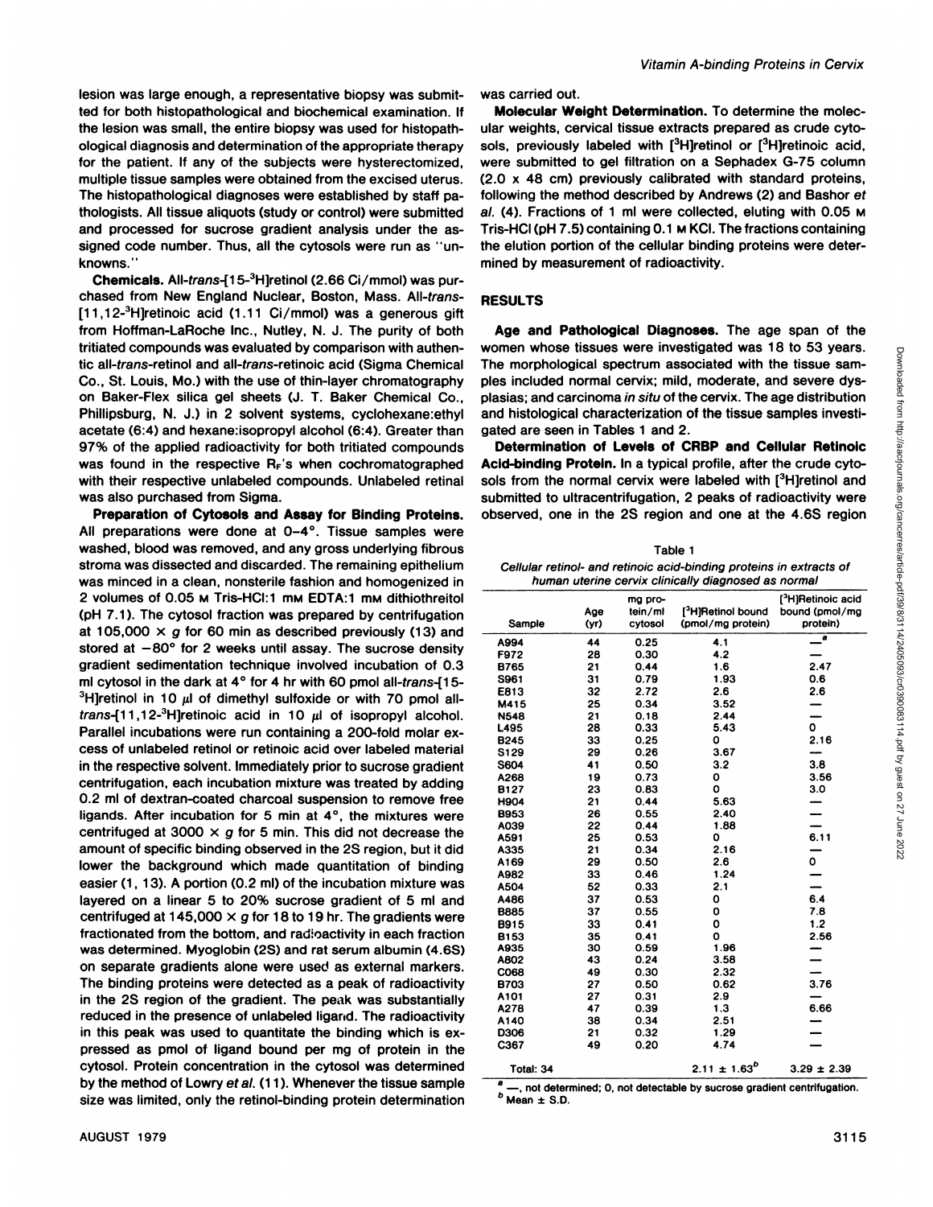lesion was large enough, a representative biopsy was submitted for both histopathological and biochemical examination. If the lesion was small, the entire biopsy was used for histopathological diagnosis and determination of the appropriate therapy for the patient. If any of the subjects were hysterectomized, multiple tissue samples were obtained from the excised uterus. The histopathological diagnoses were established by staff pathologists. All tissue aliquots (study or control) were submitted and processed for sucrose gradient analysis under the assigned code number. Thus, all the cytosols were run as "unknowns."

**Chemicals.** All-*trans*-[15-$^3$H]retinol (2.66 Ci/mmol) was purchased from New England Nuclear, Boston, Mass. All-*trans*-[11,12-$^3$H]retinoic acid (1.11 Ci/mmol) was a generous gift from Hoffman-LaRoche Inc., Nutley, N. J. The purity of both tritiated compounds was evaluated by comparison with authentic all-*trans*-retinol and all-*trans*-retinoic acid (Sigma Chemical Co., St. Louis, Mo.) with the use of thin-layer chromatography on Baker-Flex silica gel sheets (J. T. Baker Chemical Co., Phillipsburg, N. J.) in 2 solvent systems, cyclohexane:ethyl acetate (6:4) and hexane:isopropyl alcohol (6:4). Greater than 97% of the applied radioactivity for both tritiated compounds was found in the respective $R_F$'s when cochromatographed with their respective unlabeled compounds. Unlabeled retinal was also purchased from Sigma.

**Preparation of Cytosols and Assay for Binding Proteins.** All preparations were done at 0–4°. Tissue samples were washed, blood was removed, and any gross underlying fibrous stroma was dissected and discarded. The remaining epithelium was minced in a clean, nonsterile fashion and homogenized in 2 volumes of 0.05 M Tris-HCl:1 mM EDTA:1 mM dithiothreitol (pH 7.1). The cytosol fraction was prepared by centrifugation at 105,000 × *g* for 60 min as described previously (13) and stored at −80° for 2 weeks until assay. The sucrose density gradient sedimentation technique involved incubation of 0.3 ml cytosol in the dark at 4° for 4 hr with 60 pmol all-*trans*-[15-$^3$H]retinol in 10 µl of dimethyl sulfoxide or with 70 pmol all-*trans*-[11,12-$^3$H]retinoic acid in 10 µl of isopropyl alcohol. Parallel incubations were run containing a 200-fold molar excess of unlabeled retinol or retinoic acid over labeled material in the respective solvent. Immediately prior to sucrose gradient centrifugation, each incubation mixture was treated by adding 0.2 ml of dextran-coated charcoal suspension to remove free ligands. After incubation for 5 min at 4°, the mixtures were centrifuged at 3000 × *g* for 5 min. This did not decrease the amount of specific binding observed in the 2S region, but it did lower the background which made quantitation of binding easier (1, 13). A portion (0.2 ml) of the incubation mixture was layered on a linear 5 to 20% sucrose gradient of 5 ml and centrifuged at 145,000 × *g* for 18 to 19 hr. The gradients were fractionated from the bottom, and radioactivity in each fraction was determined. Myoglobin (2S) and rat serum albumin (4.6S) on separate gradients alone were used as external markers. The binding proteins were detected as a peak of radioactivity in the 2S region of the gradient. The peak was substantially reduced in the presence of unlabeled ligand. The radioactivity in this peak was used to quantitate the binding which is expressed as pmol of ligand bound per mg of protein in the cytosol. Protein concentration in the cytosol was determined by the method of Lowry *et al.* (11). Whenever the tissue sample size was limited, only the retinol-binding protein determination was carried out.

**Molecular Weight Determination.** To determine the molecular weights, cervical tissue extracts prepared as crude cytosols, previously labeled with [$^3$H]retinol or [$^3$H]retinoic acid, were submitted to gel filtration on a Sephadex G-75 column (2.0 x 48 cm) previously calibrated with standard proteins, following the method described by Andrews (2) and Bashor *et al.* (4). Fractions of 1 ml were collected, eluting with 0.05 M Tris-HCl (pH 7.5) containing 0.1 M KCl. The fractions containing the elution portion of the cellular binding proteins were determined by measurement of radioactivity.

## RESULTS

**Age and Pathological Diagnoses.** The age span of the women whose tissues were investigated was 18 to 53 years. The morphological spectrum associated with the tissue samples included normal cervix; mild, moderate, and severe dysplasias; and carcinoma *in situ* of the cervix. The age distribution and histological characterization of the tissue samples investigated are seen in Tables 1 and 2.

**Determination of Levels of CRBP and Cellular Retinoic Acid-binding Protein.** In a typical profile, after the crude cytosols from the normal cervix were labeled with [$^3$H]retinol and submitted to ultracentrifugation, 2 peaks of radioactivity were observed, one in the 2S region and one at the 4.6S region

Table 1
*Cellular retinol- and retinoic acid-binding proteins in extracts of human uterine cervix clinically diagnosed as normal*

| Sample | Age (yr) | mg protein/ml cytosol | [$^3$H]Retinol bound (pmol/mg protein) | [$^3$H]Retinoic acid bound (pmol/mg protein) |
|---|---|---|---|---|
| A994 | 44 | 0.25 | 4.1 | —[a] |
| F972 | 28 | 0.30 | 4.2 | — |
| B765 | 21 | 0.44 | 1.6 | 2.47 |
| S961 | 31 | 0.79 | 1.93 | 0.6 |
| E813 | 32 | 2.72 | 2.6 | 2.6 |
| M415 | 25 | 0.34 | 3.52 | — |
| N548 | 21 | 0.18 | 2.44 | — |
| L495 | 28 | 0.33 | 5.43 | 0 |
| B245 | 33 | 0.25 | 0 | 2.16 |
| S129 | 29 | 0.26 | 3.67 | — |
| S604 | 41 | 0.50 | 3.2 | 3.8 |
| A268 | 19 | 0.73 | 0 | 3.56 |
| B127 | 23 | 0.83 | 0 | 3.0 |
| H904 | 21 | 0.44 | 5.63 | — |
| B953 | 26 | 0.55 | 2.40 | — |
| A039 | 22 | 0.44 | 1.88 | — |
| A591 | 25 | 0.53 | 0 | 6.11 |
| A335 | 21 | 0.34 | 2.16 | — |
| A169 | 29 | 0.50 | 2.6 | 0 |
| A982 | 33 | 0.46 | 1.24 | — |
| A504 | 52 | 0.33 | 2.1 | — |
| A486 | 37 | 0.53 | 0 | 6.4 |
| B885 | 37 | 0.55 | 0 | 7.8 |
| B915 | 33 | 0.41 | 0 | 1.2 |
| B153 | 35 | 0.41 | 0 | 2.56 |
| A935 | 30 | 0.59 | 1.96 | — |
| A802 | 43 | 0.24 | 3.58 | — |
| C068 | 49 | 0.30 | 2.32 | — |
| B703 | 27 | 0.50 | 0.62 | 3.76 |
| A101 | 27 | 0.31 | 2.9 | — |
| A278 | 47 | 0.39 | 1.3 | 6.66 |
| A140 | 38 | 0.34 | 2.51 | — |
| D306 | 21 | 0.32 | 1.29 | — |
| C367 | 49 | 0.20 | 4.74 | — |
| Total: 34 | | | 2.11 ± 1.63[b] | 3.29 ± 2.39 |

[a] —, not determined; 0, not detectable by sucrose gradient centrifugation.
[b] Mean ± S.D.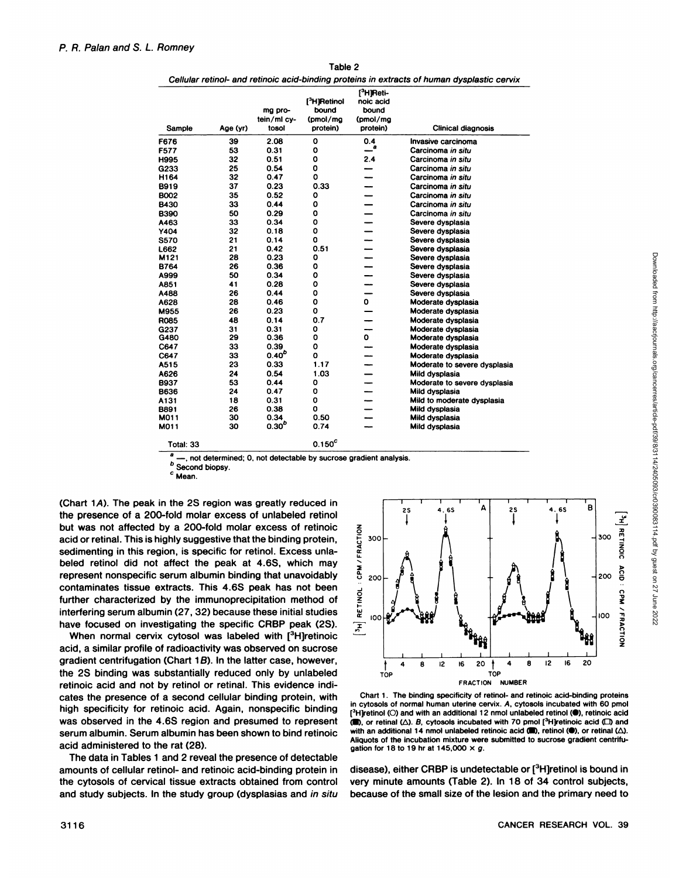Table 2

*Cellular retinol- and retinoic acid-binding proteins in extracts of human dysplastic cervix*

| Sample | Age (yr) | mg protein/ml cytosol | [$^3$H]Retinol bound (pmol/mg protein) | [$^3$H]Retinoic acid bound (pmol/mg protein) | Clinical diagnosis |
|---|---|---|---|---|---|
| F676 | 39 | 2.08 | 0 | 0.4 | Invasive carcinoma |
| F577 | 53 | 0.31 | 0 | —[a] | Carcinoma *in situ* |
| H995 | 32 | 0.51 | 0 | 2.4 | Carcinoma *in situ* |
| G233 | 25 | 0.54 | 0 | — | Carcinoma *in situ* |
| H164 | 32 | 0.47 | 0 | — | Carcinoma *in situ* |
| B919 | 37 | 0.23 | 0.33 | — | Carcinoma *in situ* |
| B002 | 35 | 0.52 | 0 | — | Carcinoma *in situ* |
| B430 | 33 | 0.44 | 0 | — | Carcinoma *in situ* |
| B390 | 50 | 0.29 | 0 | — | Carcinoma *in situ* |
| A463 | 33 | 0.34 | 0 | — | Severe dysplasia |
| Y404 | 32 | 0.18 | 0 | — | Severe dysplasia |
| S570 | 21 | 0.14 | 0 | — | Severe dysplasia |
| L662 | 21 | 0.42 | 0.51 | — | Severe dysplasia |
| M121 | 28 | 0.23 | 0 | — | Severe dysplasia |
| B764 | 26 | 0.36 | 0 | — | Severe dysplasia |
| A999 | 50 | 0.34 | 0 | — | Severe dysplasia |
| A851 | 41 | 0.28 | 0 | — | Severe dysplasia |
| A488 | 26 | 0.44 | 0 | — | Severe dysplasia |
| A628 | 28 | 0.46 | 0 | 0 | Moderate dysplasia |
| M955 | 26 | 0.23 | 0 | — | Moderate dysplasia |
| R085 | 48 | 0.14 | 0.7 | — | Moderate dysplasia |
| G237 | 31 | 0.31 | 0 | — | Moderate dysplasia |
| G480 | 29 | 0.36 | 0 | 0 | Moderate dysplasia |
| C647 | 33 | 0.39 | 0 | — | Moderate dysplasia |
| C647 | 33 | 0.40[b] | 0 | — | Moderate dysplasia |
| A515 | 23 | 0.33 | 1.17 | — | Moderate to severe dysplasia |
| A626 | 24 | 0.54 | 1.03 | — | Mild dysplasia |
| B937 | 53 | 0.44 | 0 | — | Moderate to severe dysplasia |
| B636 | 24 | 0.47 | 0 | — | Mild dysplasia |
| A131 | 18 | 0.31 | 0 | — | Mild to moderate dysplasia |
| B891 | 26 | 0.38 | 0 | — | Mild dysplasia |
| M011 | 30 | 0.34 | 0.50 | — | Mild dysplasia |
| M011 | 30 | 0.30[b] | 0.74 | — | Mild dysplasia |
| Total: 33 | | | 0.150[c] | | |

[a] —, not determined; 0, not detectable by sucrose gradient analysis.
[b] Second biopsy.
[c] Mean.

(Chart 1A). The peak in the 2S region was greatly reduced in the presence of a 200-fold molar excess of unlabeled retinol but was not affected by a 200-fold molar excess of retinoic acid or retinal. This is highly suggestive that the binding protein, sedimenting in this region, is specific for retinol. Excess unlabeled retinol did not affect the peak at 4.6S, which may represent nonspecific serum albumin binding that unavoidably contaminates tissue extracts. This 4.6S peak has not been further characterized by the immunoprecipitation method of interfering serum albumin (27, 32) because these initial studies have focused on investigating the specific CRBP peak (2S).

When normal cervix cytosol was labeled with [$^3$H]retinoic acid, a similar profile of radioactivity was observed on sucrose gradient centrifugation (Chart 1B). In the latter case, however, the 2S binding was substantially reduced only by unlabeled retinoic acid and not by retinol or retinal. This evidence indicates the presence of a second cellular binding protein, with high specificity for retinoic acid. Again, nonspecific binding was observed in the 4.6S region and presumed to represent serum albumin. Serum albumin has been shown to bind retinoic acid administered to the rat (28).

The data in Tables 1 and 2 reveal the presence of detectable amounts of cellular retinol- and retinoic acid-binding protein in the cytosols of cervical tissue extracts obtained from control and study subjects. In the study group (dysplasias and *in situ* disease), either CRBP is undetectable or [$^3$H]retinol is bound in very minute amounts (Table 2). In 18 of 34 control subjects, because of the small size of the lesion and the primary need to

Chart 1. The binding specificity of retinol- and retinoic acid-binding proteins in cytosols of normal human uterine cervix. *A*, cytosols incubated with 60 pmol [$^3$H]retinol (○) and with an additional 12 nmol unlabeled retinol (●), retinoic acid (■), or retinal (△). *B*, cytosols incubated with 70 pmol [$^3$H]retinoic acid (□) and with an additional 14 nmol unlabeled retinoic acid (■), retinol (●), or retinal (△). Aliquots of the incubation mixture were submitted to sucrose gradient centrifugation for 18 to 19 hr at 145,000 × *g*.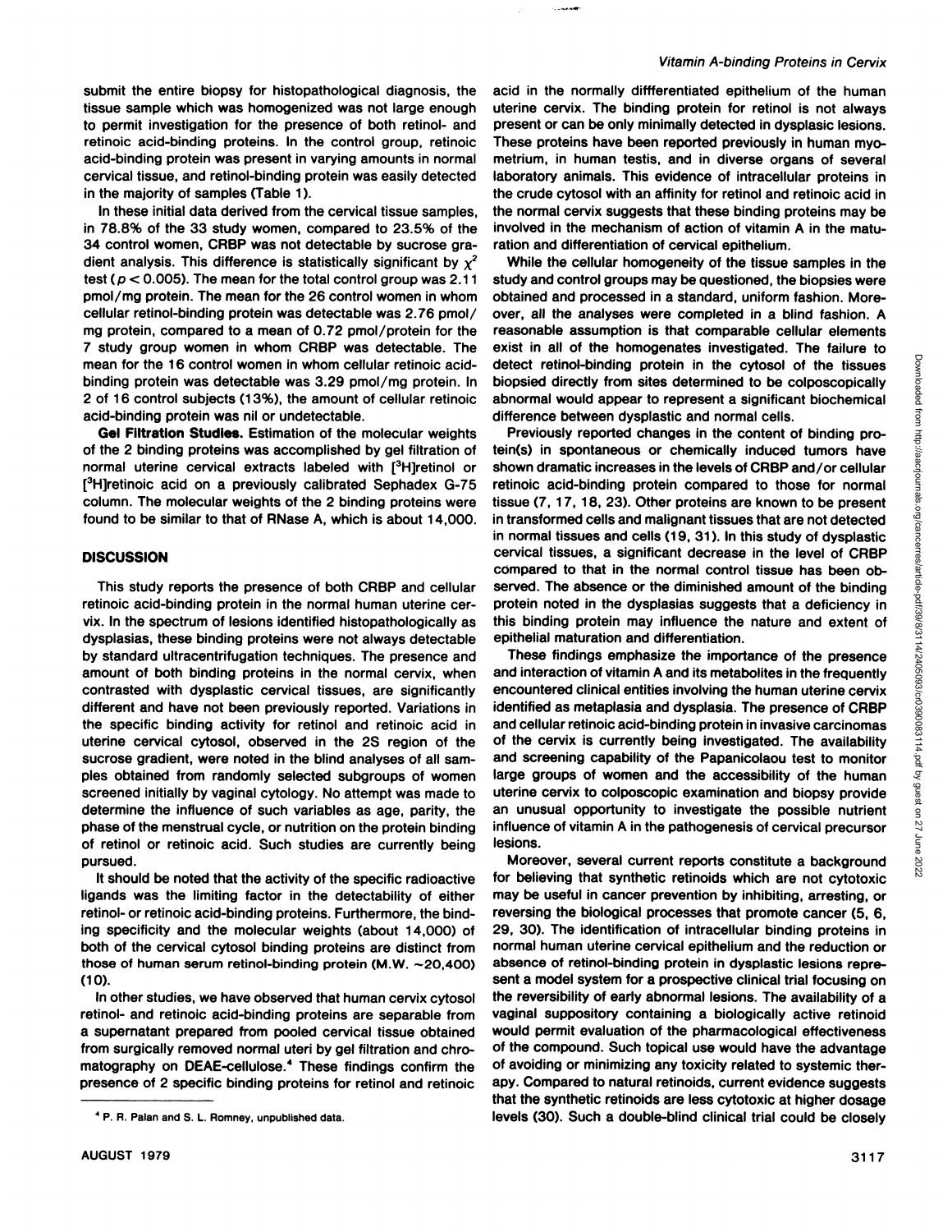submit the entire biopsy for histopathological diagnosis, the tissue sample which was homogenized was not large enough to permit investigation for the presence of both retinol- and retinoic acid-binding proteins. In the control group, retinoic acid-binding protein was present in varying amounts in normal cervical tissue, and retinol-binding protein was easily detected in the majority of samples (Table 1).

In these initial data derived from the cervical tissue samples, in 78.8% of the 33 study women, compared to 23.5% of the 34 control women, CRBP was not detectable by sucrose gradient analysis. This difference is statistically significant by $\chi^2$ test ($p < 0.005$). The mean for the total control group was 2.11 pmol/mg protein. The mean for the 26 control women in whom cellular retinol-binding protein was detectable was 2.76 pmol/mg protein, compared to a mean of 0.72 pmol/protein for the 7 study group women in whom CRBP was detectable. The mean for the 16 control women in whom cellular retinoic acid-binding protein was detectable was 3.29 pmol/mg protein. In 2 of 16 control subjects (13%), the amount of cellular retinoic acid-binding protein was nil or undetectable.

**Gel Filtration Studies.** Estimation of the molecular weights of the 2 binding proteins was accomplished by gel filtration of normal uterine cervical extracts labeled with [$^3$H]retinol or [$^3$H]retinoic acid on a previously calibrated Sephadex G-75 column. The molecular weights of the 2 binding proteins were found to be similar to that of RNase A, which is about 14,000.

## DISCUSSION

This study reports the presence of both CRBP and cellular retinoic acid-binding protein in the normal human uterine cervix. In the spectrum of lesions identified histopathologically as dysplasias, these binding proteins were not always detectable by standard ultracentrifugation techniques. The presence and amount of both binding proteins in the normal cervix, when contrasted with dysplastic cervical tissues, are significantly different and have not been previously reported. Variations in the specific binding activity for retinol and retinoic acid in uterine cervical cytosol, observed in the 2S region of the sucrose gradient, were noted in the blind analyses of all samples obtained from randomly selected subgroups of women screened initially by vaginal cytology. No attempt was made to determine the influence of such variables as age, parity, the phase of the menstrual cycle, or nutrition on the protein binding of retinol or retinoic acid. Such studies are currently being pursued.

It should be noted that the activity of the specific radioactive ligands was the limiting factor in the detectability of either retinol- or retinoic acid-binding proteins. Furthermore, the binding specificity and the molecular weights (about 14,000) of both of the cervical cytosol binding proteins are distinct from those of human serum retinol-binding protein (M.W. ~20,400) (10).

In other studies, we have observed that human cervix cytosol retinol- and retinoic acid-binding proteins are separable from a supernatant prepared from pooled cervical tissue obtained from surgically removed normal uteri by gel filtration and chromatography on DEAE-cellulose.[4] These findings confirm the presence of 2 specific binding proteins for retinol and retinoic acid in the normally diffferentiated epithelium of the human uterine cervix. The binding protein for retinol is not always present or can be only minimally detected in dysplasic lesions. These proteins have been reported previously in human myometrium, in human testis, and in diverse organs of several laboratory animals. This evidence of intracellular proteins in the crude cytosol with an affinity for retinol and retinoic acid in the normal cervix suggests that these binding proteins may be involved in the mechanism of action of vitamin A in the maturation and differentiation of cervical epithelium.

While the cellular homogeneity of the tissue samples in the study and control groups may be questioned, the biopsies were obtained and processed in a standard, uniform fashion. Moreover, all the analyses were completed in a blind fashion. A reasonable assumption is that comparable cellular elements exist in all of the homogenates investigated. The failure to detect retinol-binding protein in the cytosol of the tissues biopsied directly from sites determined to be colposcopically abnormal would appear to represent a significant biochemical difference between dysplastic and normal cells.

Previously reported changes in the content of binding protein(s) in spontaneous or chemically induced tumors have shown dramatic increases in the levels of CRBP and/or cellular retinoic acid-binding protein compared to those for normal tissue (7, 17, 18, 23). Other proteins are known to be present in transformed cells and malignant tissues that are not detected in normal tissues and cells (19, 31). In this study of dysplastic cervical tissues, a significant decrease in the level of CRBP compared to that in the normal control tissue has been observed. The absence or the diminished amount of the binding protein noted in the dysplasias suggests that a deficiency in this binding protein may influence the nature and extent of epithelial maturation and differentiation.

These findings emphasize the importance of the presence and interaction of vitamin A and its metabolites in the frequently encountered clinical entities involving the human uterine cervix identified as metaplasia and dysplasia. The presence of CRBP and cellular retinoic acid-binding protein in invasive carcinomas of the cervix is currently being investigated. The availability and screening capability of the Papanicolaou test to monitor large groups of women and the accessibility of the human uterine cervix to colposcopic examination and biopsy provide an unusual opportunity to investigate the possible nutrient influence of vitamin A in the pathogenesis of cervical precursor lesions.

Moreover, several current reports constitute a background for believing that synthetic retinoids which are not cytotoxic may be useful in cancer prevention by inhibiting, arresting, or reversing the biological processes that promote cancer (5, 6, 29, 30). The identification of intracellular binding proteins in normal human uterine cervical epithelium and the reduction or absence of retinol-binding protein in dysplastic lesions represent a model system for a prospective clinical trial focusing on the reversibility of early abnormal lesions. The availability of a vaginal suppository containing a biologically active retinoid would permit evaluation of the pharmacological effectiveness of the compound. Such topical use would have the advantage of avoiding or minimizing any toxicity related to systemic therapy. Compared to natural retinoids, current evidence suggests that the synthetic retinoids are less cytotoxic at higher dosage levels (30). Such a double-blind clinical trial could be closely

---

[4] P. R. Palan and S. L. Romney, unpublished data.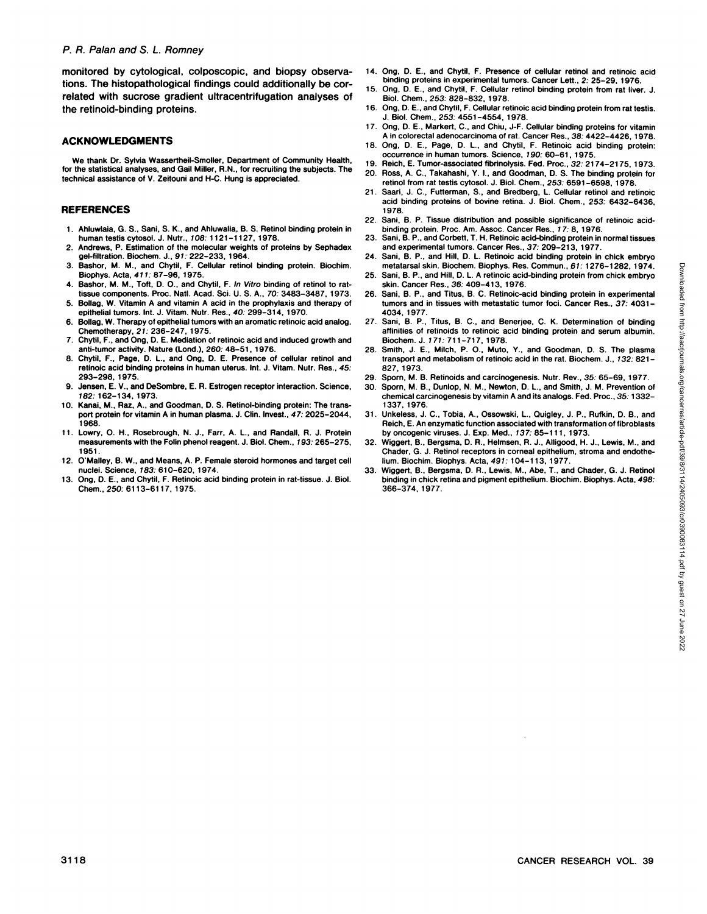monitored by cytological, colposcopic, and biopsy observations. The histopathological findings could additionally be correlated with sucrose gradient ultracentrifugation analyses of the retinoid-binding proteins.

## ACKNOWLEDGMENTS

We thank Dr. Sylvia Wassertheil-Smoller, Department of Community Health, for the statistical analyses, and Gail Miller, R.N., for recruiting the subjects. The technical assistance of V. Zeitouni and H-C. Hung is appreciated.

## REFERENCES

1. Ahluwlaia, G. S., Sani, S. K., and Ahluwalia, B. S. Retinol binding protein in human testis cytosol. J. Nutr., *108:* 1121-1127, 1978.
2. Andrews, P. Estimation of the molecular weights of proteins by Sephadex gel-filtration. Biochem. J., *91:* 222-233, 1964.
3. Bashor, M. M., and Chytil, F. Cellular retinol binding protein. Biochim. Biophys. Acta, *411:* 87-96, 1975.
4. Bashor, M. M., Toft, D. O., and Chytil, F. *In Vitro* binding of retinol to rat-tissue components. Proc. Natl. Acad. Sci. U. S. A., *70:* 3483-3487, 1973.
5. Bollag, W. Vitamin A and vitamin A acid in the prophylaxis and therapy of epithelial tumors. Int. J. Vitam. Nutr. Res., *40:* 299-314, 1970.
6. Bollag, W. Therapy of epithelial tumors with an aromatic retinoic acid analog. Chemotherapy, *21:* 236-247, 1975.
7. Chytil, F., and Ong, D. E. Mediation of retinoic acid and induced growth and anti-tumor activity. Nature (Lond.), *260:* 48-51, 1976.
8. Chytil, F., Page, D. L., and Ong, D. E. Presence of cellular retinol and retinoic acid binding proteins in human uterus. Int. J. Vitam. Nutr. Res., *45:* 293-298, 1975.
9. Jensen, E. V., and DeSombre, E. R. Estrogen receptor interaction. Science, *182:* 162-134, 1973.
10. Kanai, M., Raz, A., and Goodman, D. S. Retinol-binding protein: The transport protein for vitamin A in human plasma. J. Clin. Invest., *47:* 2025-2044, 1968.
11. Lowry, O. H., Rosebrough, N. J., Farr, A. L., and Randall, R. J. Protein measurements with the Folin phenol reagent. J. Biol. Chem., *193:* 265-275, 1951.
12. O'Malley, B. W., and Means, A. P. Female steroid hormones and target cell nuclei. Science, *183:* 610-620, 1974.
13. Ong, D. E., and Chytil, F. Retinoic acid binding protein in rat-tissue. J. Biol. Chem., *250:* 6113-6117, 1975.
14. Ong, D. E., and Chytil, F. Presence of cellular retinol and retinoic acid binding proteins in experimental tumors. Cancer Lett., *2:* 25-29, 1976.
15. Ong, D. E., and Chytil, F. Cellular retinol binding protein from rat liver. J. Biol. Chem., *253:* 828-832, 1978.
16. Ong, D. E., and Chytil, F. Cellular retinoic acid binding protein from rat testis. J. Biol. Chem., *253:* 4551-4554, 1978.
17. Ong, D. E., Markert, C., and Chiu, J-F. Cellular binding proteins for vitamin A in colorectal adenocarcinoma of rat. Cancer Res., *38:* 4422-4426, 1978.
18. Ong, D. E., Page, D. L., and Chytil, F. Retinoic acid binding protein: occurrence in human tumors. Science, *190:* 60-61, 1975.
19. Reich, E. Tumor-associated fibrinolysis. Fed. Proc., *32:* 2174-2175, 1973.
20. Ross, A. C., Takahashi, Y. I., and Goodman, D. S. The binding protein for retinol from rat testis cytosol. J. Biol. Chem., *253:* 6591-6598, 1978.
21. Saari, J. C., Futterman, S., and Bredberg, L. Cellular retinol and retinoic acid binding proteins of bovine retina. J. Biol. Chem., *253:* 6432-6436, 1978.
22. Sani, B. P. Tissue distribution and possible significance of retinoic acid-binding protein. Proc. Am. Assoc. Cancer Res., *17:* 8, 1976.
23. Sani, B. P., and Corbett, T. H. Retinoic acid-binding protein in normal tissues and experimental tumors. Cancer Res., *37:* 209-213, 1977.
24. Sani, B. P., and Hill, D. L. Retinoic acid binding protein in chick embryo metatarsal skin. Biochem. Biophys. Res. Commun., *61:* 1276-1282, 1974.
25. Sani, B. P., and Hill, D. L. A retinoic acid-binding protein from chick embryo skin. Cancer Res., *36:* 409-413, 1976.
26. Sani, B. P., and Titus, B. C. Retinoic-acid binding protein in experimental tumors and in tissues with metastatic tumor foci. Cancer Res., *37:* 4031-4034, 1977.
27. Sani, B. P., Titus, B. C., and Benerjee, C. K. Determination of binding affinities of retinoids to retinoic acid binding protein and serum albumin. Biochem. J. *171:* 711-717, 1978.
28. Smith, J. E., Milch, P. O., Muto, Y., and Goodman, D. S. The plasma transport and metabolism of retinoic acid in the rat. Biochem. J., *132:* 821-827, 1973.
29. Sporn, M. B. Retinoids and carcinogenesis. Nutr. Rev., *35:* 65-69, 1977.
30. Sporn, M. B., Dunlop, N. M., Newton, D. L., and Smith, J. M. Prevention of chemical carcinogenesis by vitamin A and its analogs. Fed. Proc., *35:* 1332-1337, 1976.
31. Unkeless, J. C., Tobia, A., Ossowski, L., Quigley, J. P., Rufkin, D. B., and Reich, E. An enzymatic function associated with transformation of fibroblasts by oncogenic viruses. J. Exp. Med., *137:* 85-111, 1973.
32. Wiggert, B., Bergsma, D. R., Helmsen, R. J., Alligood, H. J., Lewis, M., and Chader, G. J. Retinol receptors in corneal epithelium, stroma and endothelium. Biochim. Biophys. Acta, *491:* 104-113, 1977.
33. Wiggert, B., Bergsma, D. R., Lewis, M., Abe, T., and Chader, G. J. Retinol binding in chick retina and pigment epithelium. Biochim. Biophys. Acta, *498:* 366-374, 1977.